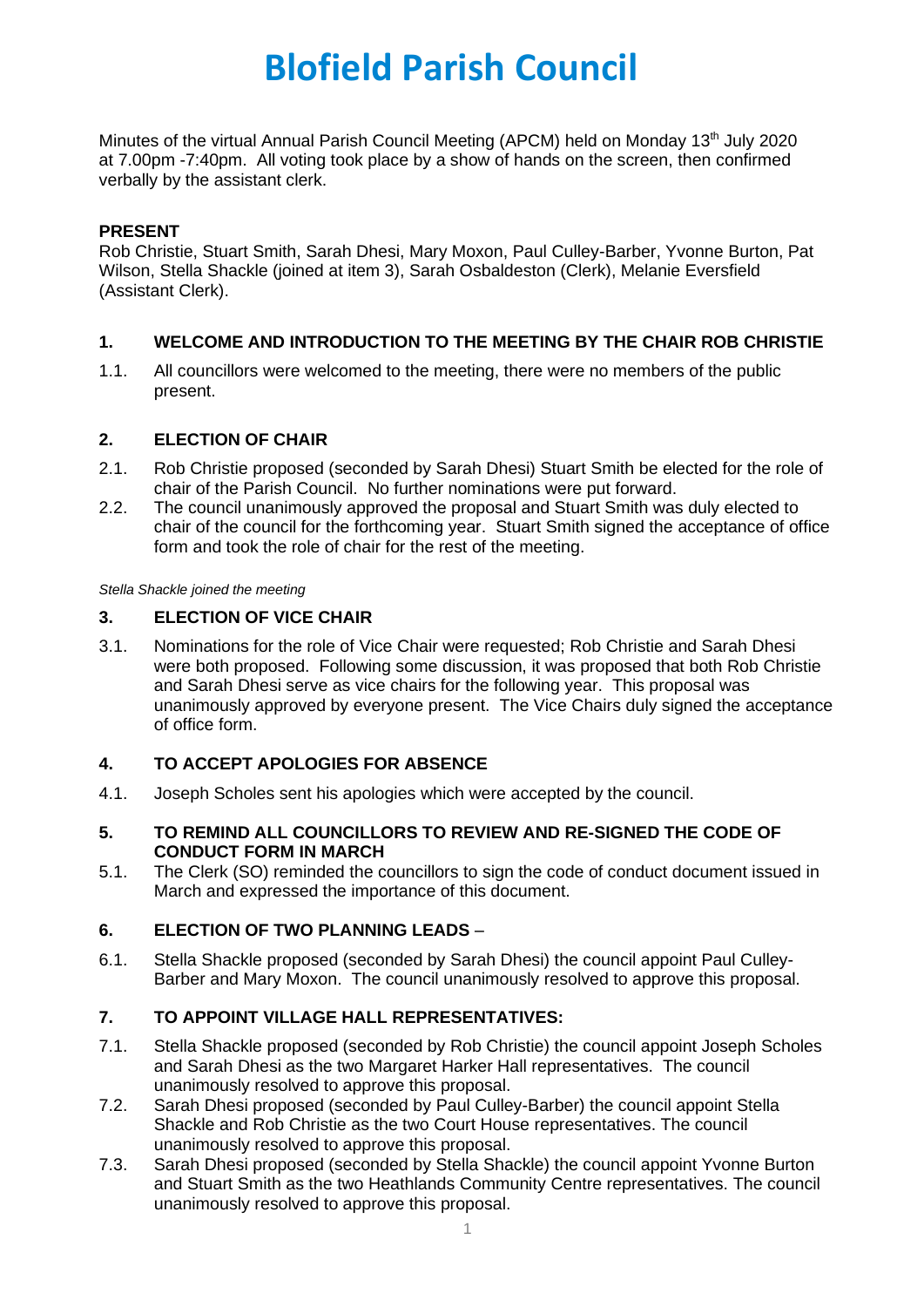# Blofield Parish Council

Minutes of the virtual Annual Parish Council Meeting (APCM) held on Monday 13th July 2020 at 7.00pm -7:40pm. All voting took place by a show of hands on the screen, then confirmed verbally by the assistant clerk.

**PRESENT**

Rob Christie, Stuart Smith, Sarah Dhesi, Mary Moxon, Paul Culley-Barber, Yvonne Burton, Pat Wilson, Stella Shackle (joined at item 3), Sarah Osbaldeston (Clerk), Melanie Eversfield (Assistant Clerk).

## 1. WELCOME AND INTRODUCTION TO THE MEETING BY THE CHAIR ROB CHRISTIE

1.1. All councillors were welcomed to the meeting, there were no members of the public present.

## 2. ELECTION OF CHAIR

2.1. Rob Christie proposed (seconded by Sarah Dhesi) Stuart Smith be elected for the role of chair of the Parish Council. No further nominations were put forward.

2.2. The council unanimously approved the proposal and Stuart Smith was duly elected to chair of the council for the forthcoming year. Stuart Smith signed the acceptance of office form and took the role of chair for the rest of the meeting.

*Stella Shackle joined the meeting*

## 3. ELECTION OF VICE CHAIR

3.1. Nominations for the role of Vice Chair were requested; Rob Christie and Sarah Dhesi were both proposed. Following some discussion, it was proposed that both Rob Christie and Sarah Dhesi serve as vice chairs for the following year. This proposal was unanimously approved by everyone present. The Vice Chairs duly signed the acceptance of office form.

## 4. TO ACCEPT APOLOGIES FOR ABSENCE

4.1. Joseph Scholes sent his apologies which were accepted by the council.

## 5. TO REMIND ALL COUNCILLORS TO REVIEW AND RE-SIGNED THE CODE OF CONDUCT FORM IN MARCH

5.1. The Clerk (SO) reminded the councillors to sign the code of conduct document issued in March and expressed the importance of this document.

## 6. ELECTION OF TWO PLANNING LEADS –

6.1. Stella Shackle proposed (seconded by Sarah Dhesi) the council appoint Paul Culley-Barber and Mary Moxon. The council unanimously resolved to approve this proposal.

## 7. TO APPOINT VILLAGE HALL REPRESENTATIVES:

7.1. Stella Shackle proposed (seconded by Rob Christie) the council appoint Joseph Scholes and Sarah Dhesi as the two Margaret Harker Hall representatives. The council unanimously resolved to approve this proposal.

7.2. Sarah Dhesi proposed (seconded by Paul Culley-Barber) the council appoint Stella Shackle and Rob Christie as the two Court House representatives. The council unanimously resolved to approve this proposal.

7.3. Sarah Dhesi proposed (seconded by Stella Shackle) the council appoint Yvonne Burton and Stuart Smith as the two Heathlands Community Centre representatives. The council unanimously resolved to approve this proposal.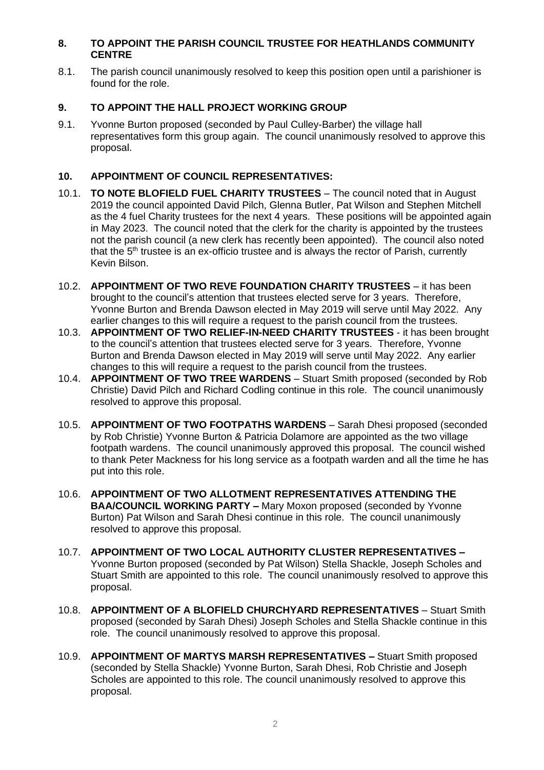## 8. TO APPOINT THE PARISH COUNCIL TRUSTEE FOR HEATHLANDS COMMUNITY CENTRE

8.1. The parish council unanimously resolved to keep this position open until a parishioner is found for the role.

## 9. TO APPOINT THE HALL PROJECT WORKING GROUP

9.1. Yvonne Burton proposed (seconded by Paul Culley-Barber) the village hall representatives form this group again. The council unanimously resolved to approve this proposal.

## 10. APPOINTMENT OF COUNCIL REPRESENTATIVES:

10.1. **TO NOTE BLOFIELD FUEL CHARITY TRUSTEES** – The council noted that in August 2019 the council appointed David Pilch, Glenna Butler, Pat Wilson and Stephen Mitchell as the 4 fuel Charity trustees for the next 4 years. These positions will be appointed again in May 2023. The council noted that the clerk for the charity is appointed by the trustees not the parish council (a new clerk has recently been appointed). The council also noted that the 5th trustee is an ex-officio trustee and is always the rector of Parish, currently Kevin Bilson.

10.2. **APPOINTMENT OF TWO REVE FOUNDATION CHARITY TRUSTEES** – it has been brought to the council's attention that trustees elected serve for 3 years. Therefore, Yvonne Burton and Brenda Dawson elected in May 2019 will serve until May 2022. Any earlier changes to this will require a request to the parish council from the trustees.

10.3. **APPOINTMENT OF TWO RELIEF-IN-NEED CHARITY TRUSTEES** - it has been brought to the council's attention that trustees elected serve for 3 years. Therefore, Yvonne Burton and Brenda Dawson elected in May 2019 will serve until May 2022. Any earlier changes to this will require a request to the parish council from the trustees.

10.4. **APPOINTMENT OF TWO TREE WARDENS** – Stuart Smith proposed (seconded by Rob Christie) David Pilch and Richard Codling continue in this role. The council unanimously resolved to approve this proposal.

10.5. **APPOINTMENT OF TWO FOOTPATHS WARDENS** – Sarah Dhesi proposed (seconded by Rob Christie) Yvonne Burton & Patricia Dolamore are appointed as the two village footpath wardens. The council unanimously approved this proposal. The council wished to thank Peter Mackness for his long service as a footpath warden and all the time he has put into this role.

10.6. **APPOINTMENT OF TWO ALLOTMENT REPRESENTATIVES ATTENDING THE BAA/COUNCIL WORKING PARTY –** Mary Moxon proposed (seconded by Yvonne Burton) Pat Wilson and Sarah Dhesi continue in this role. The council unanimously resolved to approve this proposal.

10.7. **APPOINTMENT OF TWO LOCAL AUTHORITY CLUSTER REPRESENTATIVES –** Yvonne Burton proposed (seconded by Pat Wilson) Stella Shackle, Joseph Scholes and Stuart Smith are appointed to this role. The council unanimously resolved to approve this proposal.

10.8. **APPOINTMENT OF A BLOFIELD CHURCHYARD REPRESENTATIVES** – Stuart Smith proposed (seconded by Sarah Dhesi) Joseph Scholes and Stella Shackle continue in this role. The council unanimously resolved to approve this proposal.

10.9. **APPOINTMENT OF MARTYS MARSH REPRESENTATIVES –** Stuart Smith proposed (seconded by Stella Shackle) Yvonne Burton, Sarah Dhesi, Rob Christie and Joseph Scholes are appointed to this role. The council unanimously resolved to approve this proposal.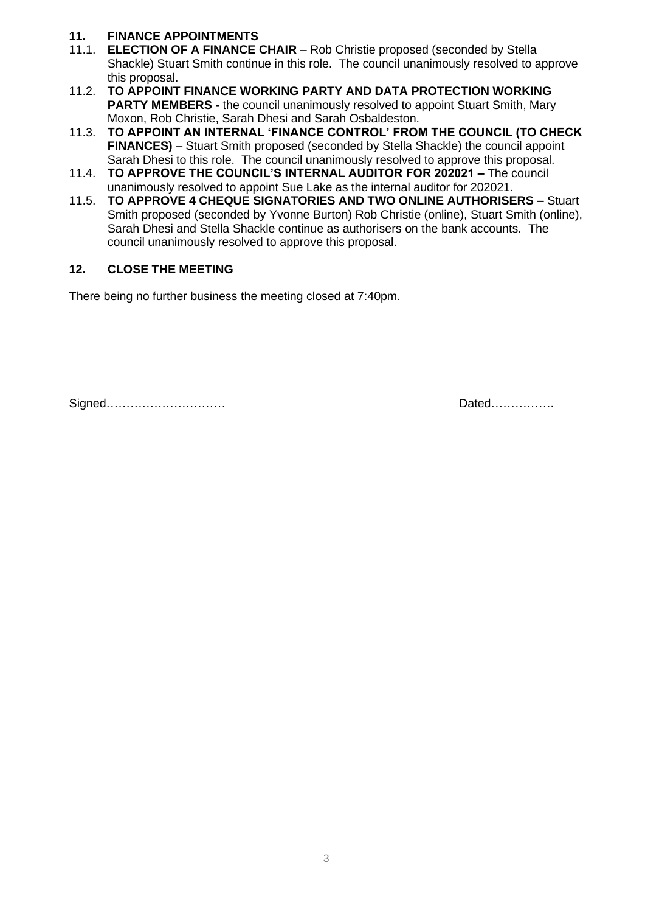## 11. FINANCE APPOINTMENTS

11.1. **ELECTION OF A FINANCE CHAIR** – Rob Christie proposed (seconded by Stella Shackle) Stuart Smith continue in this role. The council unanimously resolved to approve this proposal.

11.2. **TO APPOINT FINANCE WORKING PARTY AND DATA PROTECTION WORKING PARTY MEMBERS** - the council unanimously resolved to appoint Stuart Smith, Mary Moxon, Rob Christie, Sarah Dhesi and Sarah Osbaldeston.

11.3. **TO APPOINT AN INTERNAL 'FINANCE CONTROL' FROM THE COUNCIL (TO CHECK FINANCES)** – Stuart Smith proposed (seconded by Stella Shackle) the council appoint Sarah Dhesi to this role. The council unanimously resolved to approve this proposal.

11.4. **TO APPROVE THE COUNCIL'S INTERNAL AUDITOR FOR 202021 –** The council unanimously resolved to appoint Sue Lake as the internal auditor for 202021.

11.5. **TO APPROVE 4 CHEQUE SIGNATORIES AND TWO ONLINE AUTHORISERS –** Stuart Smith proposed (seconded by Yvonne Burton) Rob Christie (online), Stuart Smith (online), Sarah Dhesi and Stella Shackle continue as authorisers on the bank accounts. The council unanimously resolved to approve this proposal.

## 12. CLOSE THE MEETING

There being no further business the meeting closed at 7:40pm.

Signed………………………… Dated…………….